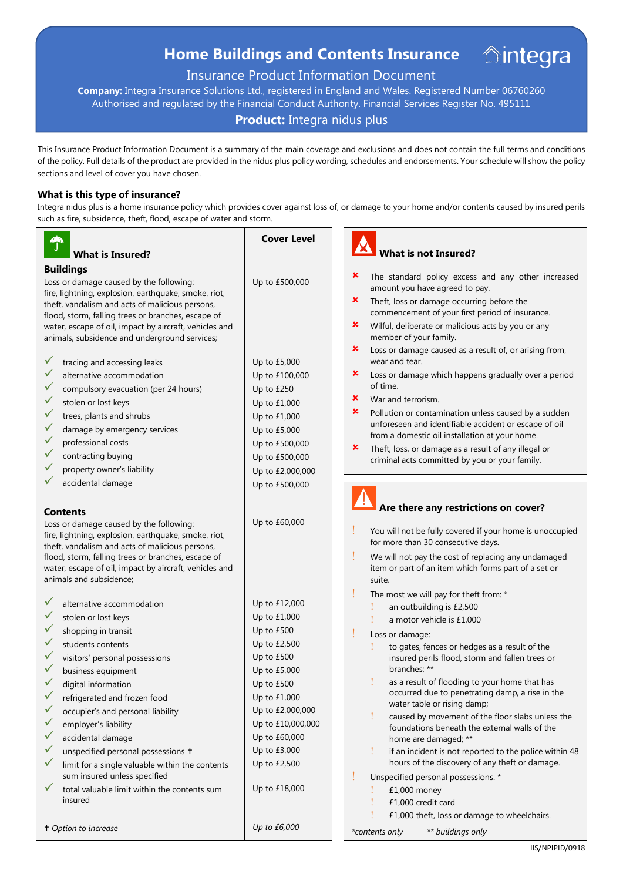# Home Buildings and Contents Insurance

integra

## Insurance Product Information Document

**Company:** Integra Insurance Solutions Ltd., registered in England and Wales. Registered Number 06760260
Authorised and regulated by the Financial Conduct Authority. Financial Services Register No. 495111

**Product:** Integra nidus plus

This Insurance Product Information Document is a summary of the main coverage and exclusions and does not contain the full terms and conditions of the policy. Full details of the product are provided in the nidus plus policy wording, schedules and endorsements. Your schedule will show the policy sections and level of cover you have chosen.

### What is this type of insurance?

Integra nidus plus is a home insurance policy which provides cover against loss of, or damage to your home and/or contents caused by insured perils such as fire, subsidence, theft, flood, escape of water and storm.

### What is Insured?

| | Cover Level |
|---|---|
| **Buildings** | |
| Loss or damage caused by the following: fire, lightning, explosion, earthquake, smoke, riot, theft, vandalism and acts of malicious persons, flood, storm, falling trees or branches, escape of water, escape of oil, impact by aircraft, vehicles and animals, subsidence and underground services; | Up to £500,000 |
| ✓ tracing and accessing leaks | Up to £5,000 |
| ✓ alternative accommodation | Up to £100,000 |
| ✓ compulsory evacuation (per 24 hours) | Up to £250 |
| ✓ stolen or lost keys | Up to £1,000 |
| ✓ trees, plants and shrubs | Up to £1,000 |
| ✓ damage by emergency services | Up to £5,000 |
| ✓ professional costs | Up to £500,000 |
| ✓ contracting buying | Up to £500,000 |
| ✓ property owner's liability | Up to £2,000,000 |
| ✓ accidental damage | Up to £500,000 |
| **Contents** | |
| Loss or damage caused by the following: fire, lightning, explosion, earthquake, smoke, riot, theft, vandalism and acts of malicious persons, flood, storm, falling trees or branches, escape of water, escape of oil, impact by aircraft, vehicles and animals and subsidence; | Up to £60,000 |
| ✓ alternative accommodation | Up to £12,000 |
| ✓ stolen or lost keys | Up to £1,000 |
| ✓ shopping in transit | Up to £500 |
| ✓ students contents | Up to £2,500 |
| ✓ visitors' personal possessions | Up to £500 |
| ✓ business equipment | Up to £5,000 |
| ✓ digital information | Up to £500 |
| ✓ refrigerated and frozen food | Up to £1,000 |
| ✓ occupier's and personal liability | Up to £2,000,000 |
| ✓ employer's liability | Up to £10,000,000 |
| ✓ accidental damage | Up to £60,000 |
| ✓ unspecified personal possessions † | Up to £3,000 |
| ✓ limit for a single valuable within the contents sum insured unless specified | Up to £2,500 |
| ✓ total valuable limit within the contents sum insured | Up to £18,000 |
| *† Option to increase* | *Up to £6,000* |

### What is not Insured?

- ✗ The standard policy excess and any other increased amount you have agreed to pay.
- ✗ Theft, loss or damage occurring before the commencement of your first period of insurance.
- ✗ Wilful, deliberate or malicious acts by you or any member of your family.
- ✗ Loss or damage caused as a result of, or arising from, wear and tear.
- ✗ Loss or damage which happens gradually over a period of time.
- ✗ War and terrorism.
- ✗ Pollution or contamination unless caused by a sudden unforeseen and identifiable accident or escape of oil from a domestic oil installation at your home.
- ✗ Theft, loss, or damage as a result of any illegal or criminal acts committed by you or your family.

### Are there any restrictions on cover?

- ! You will not be fully covered if your home is unoccupied for more than 30 consecutive days.
- ! We will not pay the cost of replacing any undamaged item or part of an item which forms part of a set or suite.
- ! The most we will pay for theft from: *
  - ! an outbuilding is £2,500
  - ! a motor vehicle is £1,000
- ! Loss or damage:
  - ! to gates, fences or hedges as a result of the insured perils flood, storm and fallen trees or branches; **
  - ! as a result of flooding to your home that has occurred due to penetrating damp, a rise in the water table or rising damp;
  - ! caused by movement of the floor slabs unless the foundations beneath the external walls of the home are damaged; **
  - ! if an incident is not reported to the police within 48 hours of the discovery of any theft or damage.
- ! Unspecified personal possessions: *
  - ! £1,000 money
  - ! £1,000 credit card
  - ! £1,000 theft, loss or damage to wheelchairs.

*\*contents only* *\*\* buildings only*

IIS/NPIPID/0918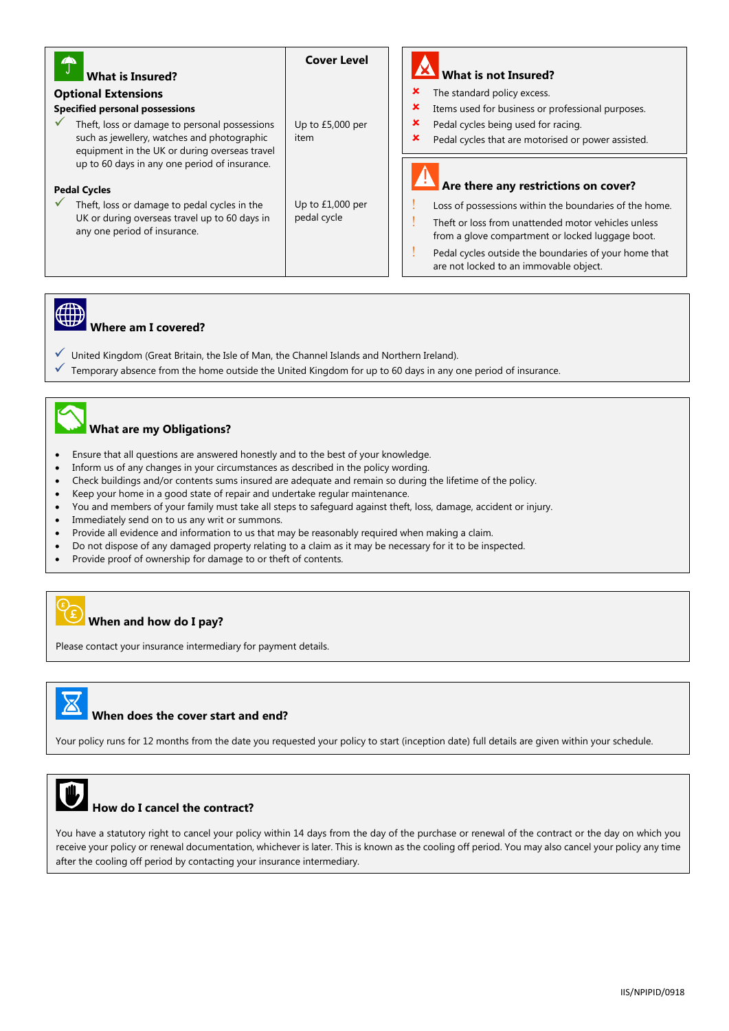## What is Insured?

| Optional Extensions | Cover Level |
|---|---|
| **Specified personal possessions** | |
| ✓ Theft, loss or damage to personal possessions such as jewellery, watches and photographic equipment in the UK or during overseas travel up to 60 days in any one period of insurance. | Up to £5,000 per item |
| **Pedal Cycles** | |
| ✓ Theft, loss or damage to pedal cycles in the UK or during overseas travel up to 60 days in any one period of insurance. | Up to £1,000 per pedal cycle |

## What is not Insured?

- ✘ The standard policy excess.
- ✘ Items used for business or professional purposes.
- ✘ Pedal cycles being used for racing.
- ✘ Pedal cycles that are motorised or power assisted.

## Are there any restrictions on cover?

- ! Loss of possessions within the boundaries of the home.
- ! Theft or loss from unattended motor vehicles unless from a glove compartment or locked luggage boot.
- ! Pedal cycles outside the boundaries of your home that are not locked to an immovable object.

## Where am I covered?

- ✓ United Kingdom (Great Britain, the Isle of Man, the Channel Islands and Northern Ireland).
- ✓ Temporary absence from the home outside the United Kingdom for up to 60 days in any one period of insurance.

## What are my Obligations?

- Ensure that all questions are answered honestly and to the best of your knowledge.
- Inform us of any changes in your circumstances as described in the policy wording.
- Check buildings and/or contents sums insured are adequate and remain so during the lifetime of the policy.
- Keep your home in a good state of repair and undertake regular maintenance.
- You and members of your family must take all steps to safeguard against theft, loss, damage, accident or injury.
- Immediately send on to us any writ or summons.
- Provide all evidence and information to us that may be reasonably required when making a claim.
- Do not dispose of any damaged property relating to a claim as it may be necessary for it to be inspected.
- Provide proof of ownership for damage to or theft of contents.

## When and how do I pay?

Please contact your insurance intermediary for payment details.

## When does the cover start and end?

Your policy runs for 12 months from the date you requested your policy to start (inception date) full details are given within your schedule.

## How do I cancel the contract?

You have a statutory right to cancel your policy within 14 days from the day of the purchase or renewal of the contract or the day on which you receive your policy or renewal documentation, whichever is later. This is known as the cooling off period. You may also cancel your policy any time after the cooling off period by contacting your insurance intermediary.

IIS/NPIPID/0918